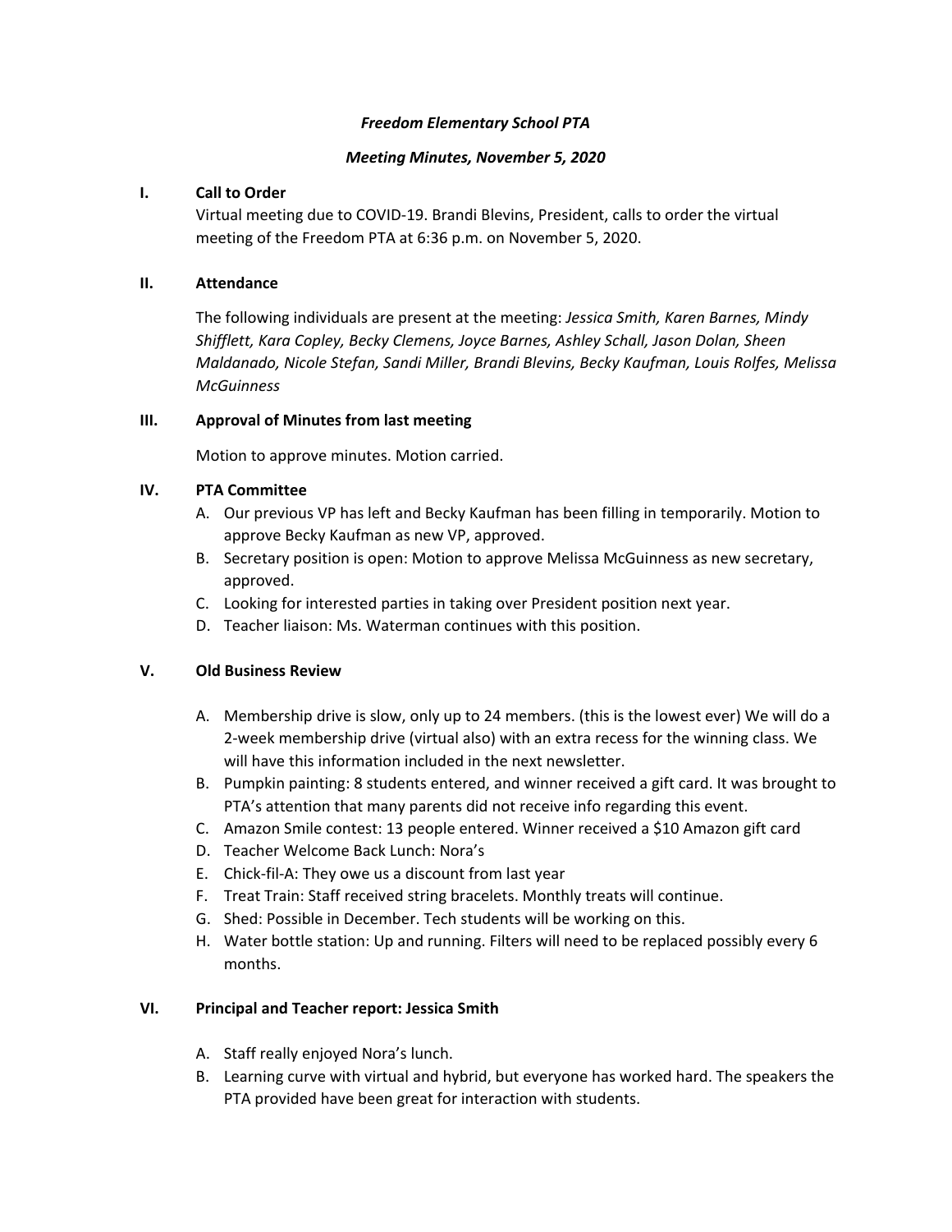***Freedom Elementary School PTA***

***Meeting Minutes, November 5, 2020***

## I. Call to Order

Virtual meeting due to COVID-19. Brandi Blevins, President, calls to order the virtual meeting of the Freedom PTA at 6:36 p.m. on November 5, 2020.

## II. Attendance

The following individuals are present at the meeting: *Jessica Smith, Karen Barnes, Mindy Shifflett, Kara Copley, Becky Clemens, Joyce Barnes, Ashley Schall, Jason Dolan, Sheen Maldanado, Nicole Stefan, Sandi Miller, Brandi Blevins, Becky Kaufman, Louis Rolfes, Melissa McGuinness*

## III. Approval of Minutes from last meeting

Motion to approve minutes. Motion carried.

## IV. PTA Committee

A. Our previous VP has left and Becky Kaufman has been filling in temporarily. Motion to approve Becky Kaufman as new VP, approved.
B. Secretary position is open: Motion to approve Melissa McGuinness as new secretary, approved.
C. Looking for interested parties in taking over President position next year.
D. Teacher liaison: Ms. Waterman continues with this position.

## V. Old Business Review

A. Membership drive is slow, only up to 24 members. (this is the lowest ever) We will do a 2-week membership drive (virtual also) with an extra recess for the winning class. We will have this information included in the next newsletter.
B. Pumpkin painting: 8 students entered, and winner received a gift card. It was brought to PTA's attention that many parents did not receive info regarding this event.
C. Amazon Smile contest: 13 people entered. Winner received a $10 Amazon gift card
D. Teacher Welcome Back Lunch: Nora's
E. Chick-fil-A: They owe us a discount from last year
F. Treat Train: Staff received string bracelets. Monthly treats will continue.
G. Shed: Possible in December. Tech students will be working on this.
H. Water bottle station: Up and running. Filters will need to be replaced possibly every 6 months.

## VI. Principal and Teacher report: Jessica Smith

A. Staff really enjoyed Nora's lunch.
B. Learning curve with virtual and hybrid, but everyone has worked hard. The speakers the PTA provided have been great for interaction with students.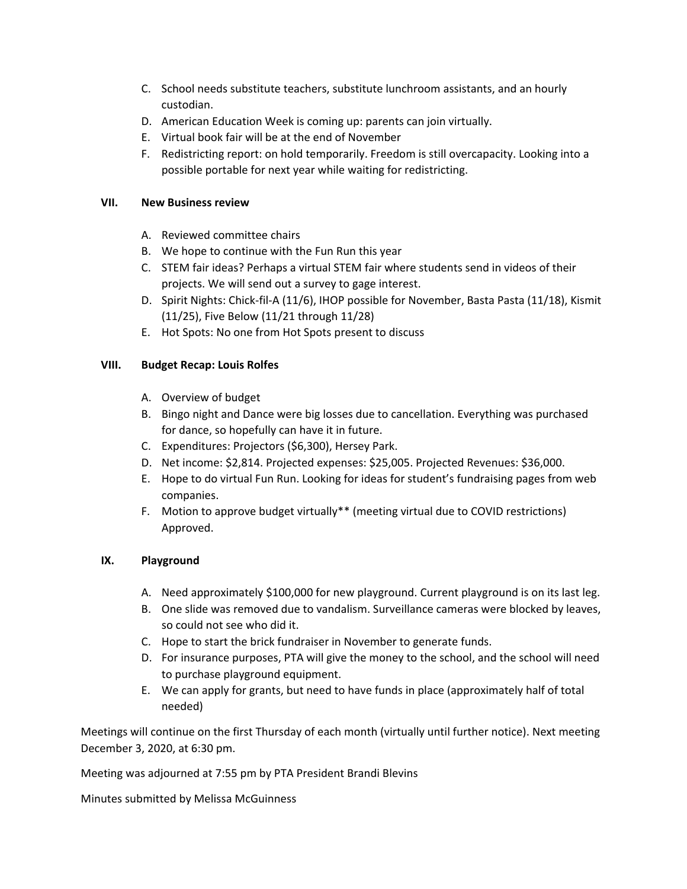C. School needs substitute teachers, substitute lunchroom assistants, and an hourly custodian.
D. American Education Week is coming up: parents can join virtually.
E. Virtual book fair will be at the end of November
F. Redistricting report: on hold temporarily. Freedom is still overcapacity. Looking into a possible portable for next year while waiting for redistricting.

### VII. New Business review

A. Reviewed committee chairs
B. We hope to continue with the Fun Run this year
C. STEM fair ideas? Perhaps a virtual STEM fair where students send in videos of their projects. We will send out a survey to gage interest.
D. Spirit Nights: Chick-fil-A (11/6), IHOP possible for November, Basta Pasta (11/18), Kismit (11/25), Five Below (11/21 through 11/28)
E. Hot Spots: No one from Hot Spots present to discuss

### VIII. Budget Recap: Louis Rolfes

A. Overview of budget
B. Bingo night and Dance were big losses due to cancellation. Everything was purchased for dance, so hopefully can have it in future.
C. Expenditures: Projectors ($6,300), Hersey Park.
D. Net income: $2,814. Projected expenses: $25,005. Projected Revenues: $36,000.
E. Hope to do virtual Fun Run. Looking for ideas for student's fundraising pages from web companies.
F. Motion to approve budget virtually** (meeting virtual due to COVID restrictions) Approved.

### IX. Playground

A. Need approximately $100,000 for new playground. Current playground is on its last leg.
B. One slide was removed due to vandalism. Surveillance cameras were blocked by leaves, so could not see who did it.
C. Hope to start the brick fundraiser in November to generate funds.
D. For insurance purposes, PTA will give the money to the school, and the school will need to purchase playground equipment.
E. We can apply for grants, but need to have funds in place (approximately half of total needed)

Meetings will continue on the first Thursday of each month (virtually until further notice). Next meeting December 3, 2020, at 6:30 pm.

Meeting was adjourned at 7:55 pm by PTA President Brandi Blevins

Minutes submitted by Melissa McGuinness